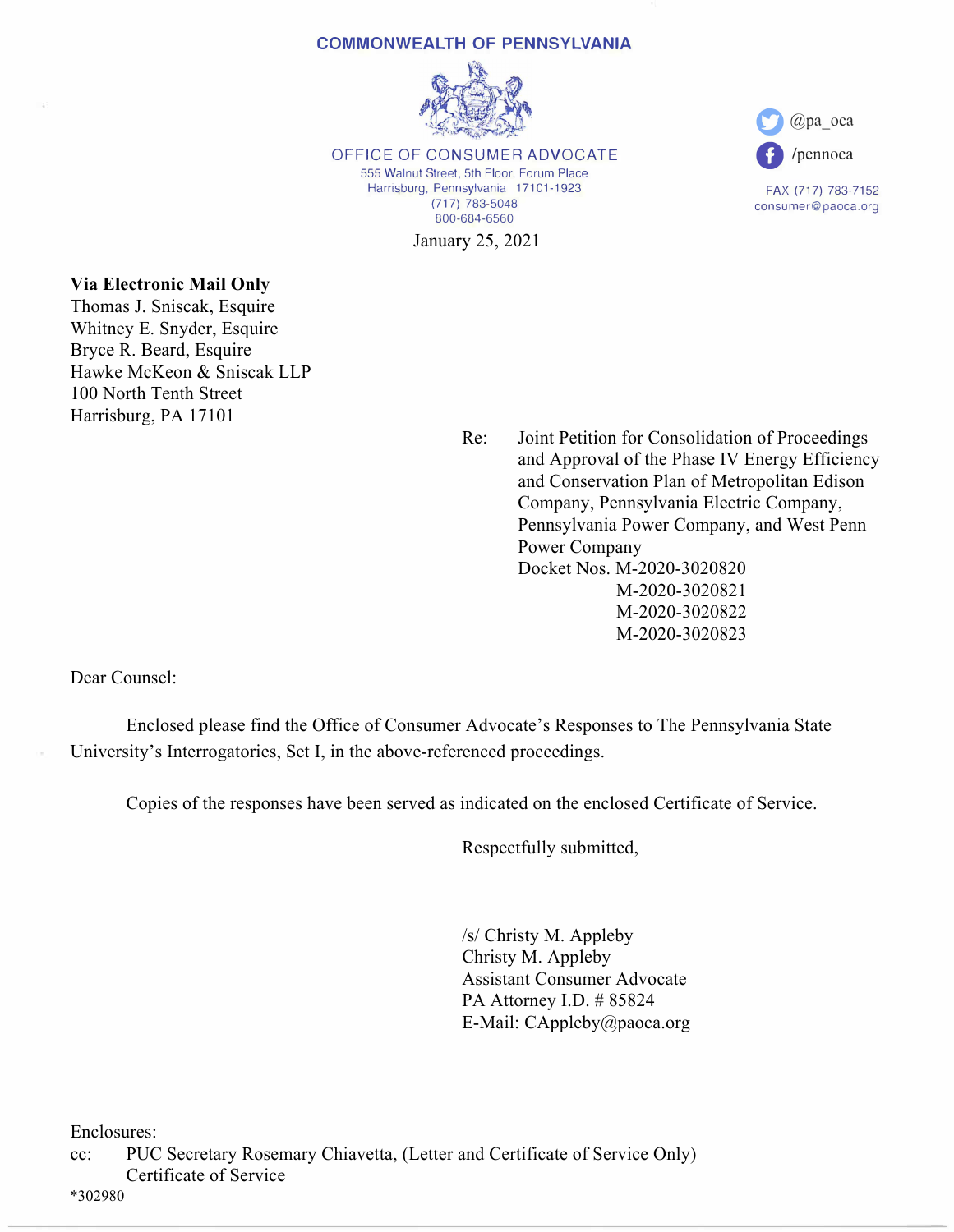COMMONWEALTH OF PENNSYLVANIA

OFFICE OF CONSUMER ADVOCATE
555 Walnut Street, 5th Floor, Forum Place
Harrisburg, Pennsylvania 17101-1923
(717) 783-5048
800-684-6560

@pa_oca
/pennoca

FAX (717) 783-7152
consumer@paoca.org

January 25, 2021

**Via Electronic Mail Only**
Thomas J. Sniscak, Esquire
Whitney E. Snyder, Esquire
Bryce R. Beard, Esquire
Hawke McKeon & Sniscak LLP
100 North Tenth Street
Harrisburg, PA 17101

Re: Joint Petition for Consolidation of Proceedings and Approval of the Phase IV Energy Efficiency and Conservation Plan of Metropolitan Edison Company, Pennsylvania Electric Company, Pennsylvania Power Company, and West Penn Power Company
Docket Nos. M-2020-3020820
M-2020-3020821
M-2020-3020822
M-2020-3020823

Dear Counsel:

Enclosed please find the Office of Consumer Advocate's Responses to The Pennsylvania State University's Interrogatories, Set I, in the above-referenced proceedings.

Copies of the responses have been served as indicated on the enclosed Certificate of Service.

Respectfully submitted,

/s/ Christy M. Appleby
Christy M. Appleby
Assistant Consumer Advocate
PA Attorney I.D. # 85824
E-Mail: CAppleby@paoca.org

Enclosures:
cc: PUC Secretary Rosemary Chiavetta, (Letter and Certificate of Service Only)
Certificate of Service
*302980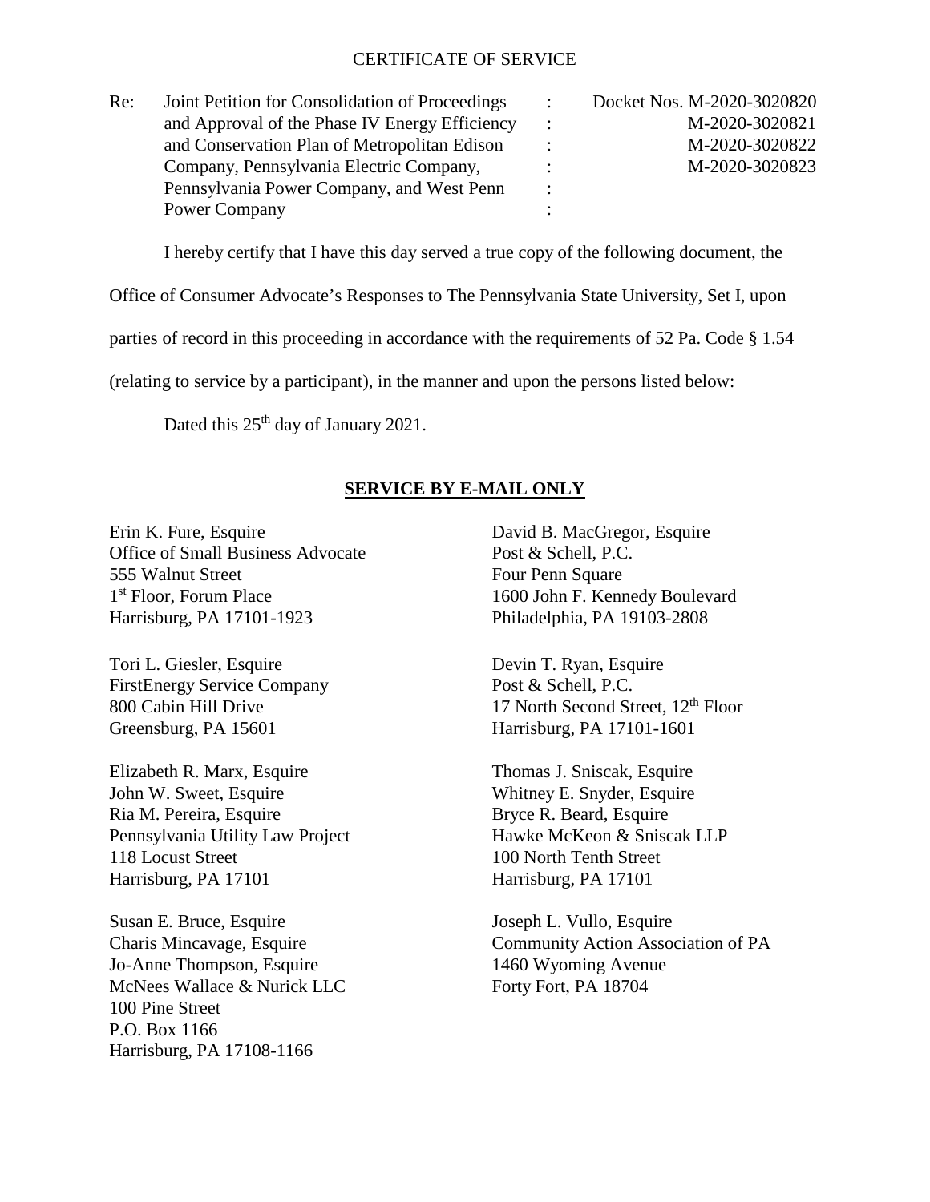CERTIFICATE OF SERVICE

| Re: | Joint Petition for Consolidation of Proceedings and Approval of the Phase IV Energy Efficiency and Conservation Plan of Metropolitan Edison Company, Pennsylvania Electric Company, Pennsylvania Power Company, and West Penn Power Company | : | Docket Nos. M-2020-3020820 M-2020-3020821 M-2020-3020822 M-2020-3020823 |
|---|---|---|---|

I hereby certify that I have this day served a true copy of the following document, the Office of Consumer Advocate's Responses to The Pennsylvania State University, Set I, upon parties of record in this proceeding in accordance with the requirements of 52 Pa. Code § 1.54 (relating to service by a participant), in the manner and upon the persons listed below:

Dated this 25th day of January 2021.

**SERVICE BY E-MAIL ONLY**

Erin K. Fure, Esquire
Office of Small Business Advocate
555 Walnut Street
1st Floor, Forum Place
Harrisburg, PA 17101-1923

Tori L. Giesler, Esquire
FirstEnergy Service Company
800 Cabin Hill Drive
Greensburg, PA 15601

Elizabeth R. Marx, Esquire
John W. Sweet, Esquire
Ria M. Pereira, Esquire
Pennsylvania Utility Law Project
118 Locust Street
Harrisburg, PA 17101

Susan E. Bruce, Esquire
Charis Mincavage, Esquire
Jo-Anne Thompson, Esquire
McNees Wallace & Nurick LLC
100 Pine Street
P.O. Box 1166
Harrisburg, PA 17108-1166

David B. MacGregor, Esquire
Post & Schell, P.C.
Four Penn Square
1600 John F. Kennedy Boulevard
Philadelphia, PA 19103-2808

Devin T. Ryan, Esquire
Post & Schell, P.C.
17 North Second Street, 12th Floor
Harrisburg, PA 17101-1601

Thomas J. Sniscak, Esquire
Whitney E. Snyder, Esquire
Bryce R. Beard, Esquire
Hawke McKeon & Sniscak LLP
100 North Tenth Street
Harrisburg, PA 17101

Joseph L. Vullo, Esquire
Community Action Association of PA
1460 Wyoming Avenue
Forty Fort, PA 18704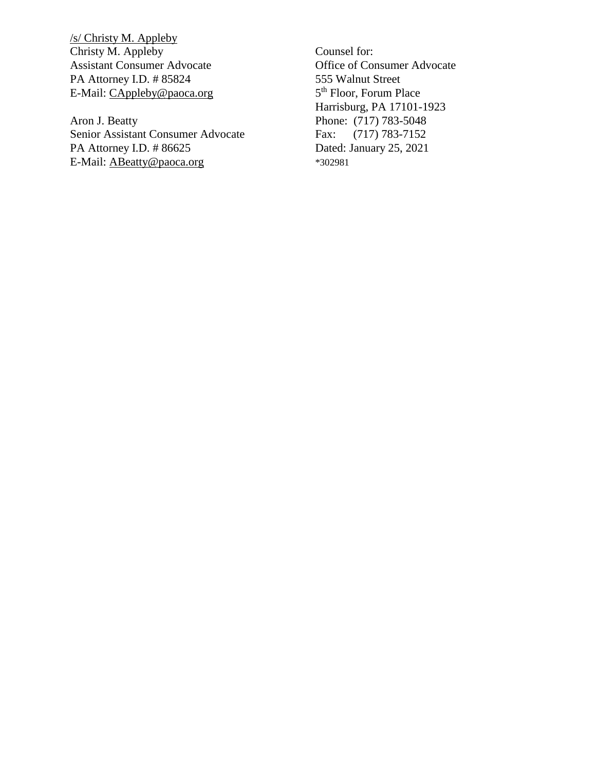/s/ Christy M. Appleby
Christy M. Appleby
Assistant Consumer Advocate
PA Attorney I.D. # 85824
E-Mail: CAppleby@paoca.org

Aron J. Beatty
Senior Assistant Consumer Advocate
PA Attorney I.D. # 86625
E-Mail: ABeatty@paoca.org

Counsel for:
Office of Consumer Advocate
555 Walnut Street
5th Floor, Forum Place
Harrisburg, PA 17101-1923
Phone: (717) 783-5048
Fax: (717) 783-7152
Dated: January 25, 2021
*302981